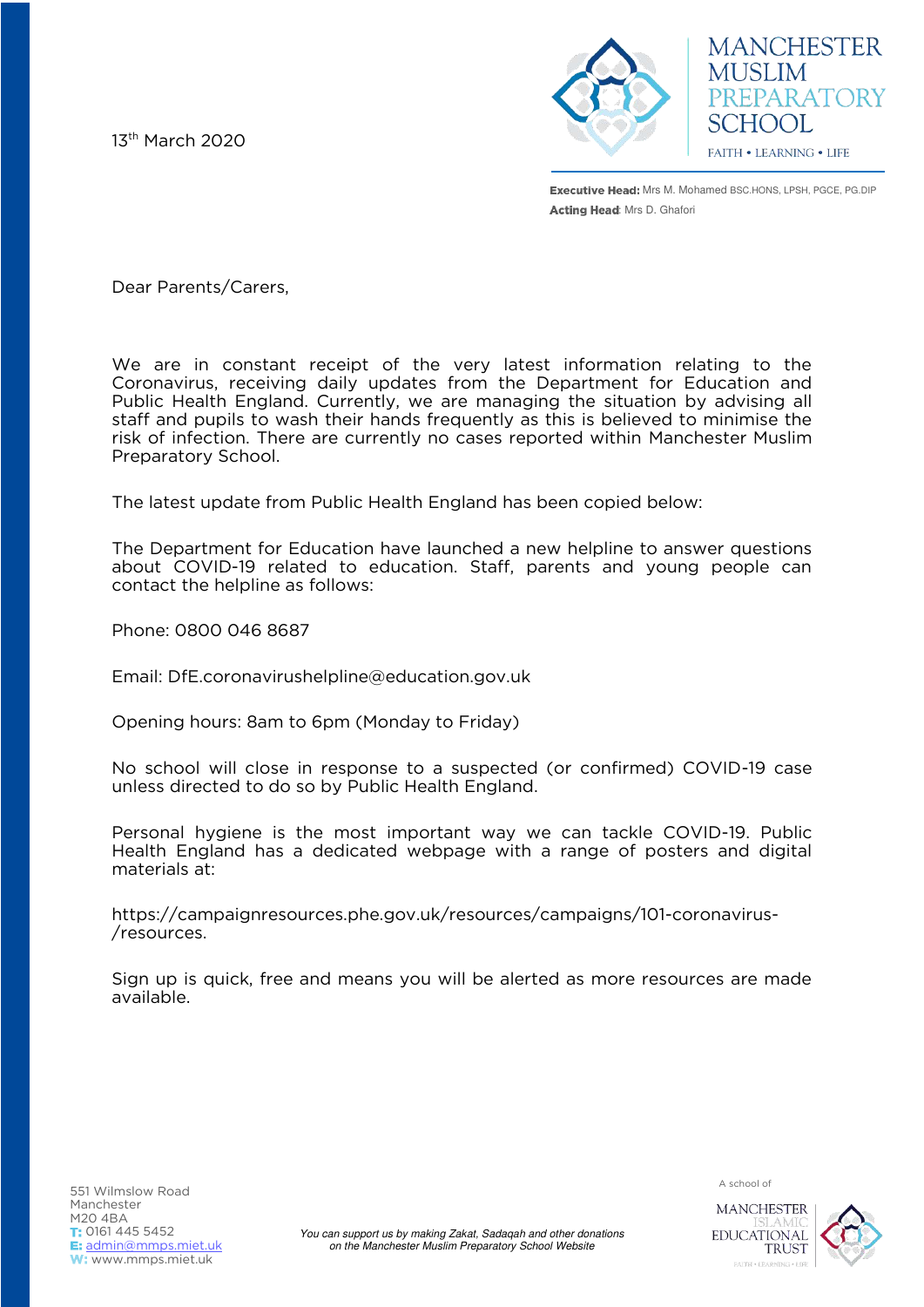13th March 2020

**MANCHESTER MUSLIM PREPARATORY SCHOOL**

FAITH • LEARNING • LIFE

**Executive Head:** Mrs M. Mohamed BSC.HONS, LPSH, PGCE, PG.DIP

**Acting Head**: Mrs D. Ghafori

Dear Parents/Carers,

We are in constant receipt of the very latest information relating to the Coronavirus, receiving daily updates from the Department for Education and Public Health England. Currently, we are managing the situation by advising all staff and pupils to wash their hands frequently as this is believed to minimise the risk of infection. There are currently no cases reported within Manchester Muslim Preparatory School.

The latest update from Public Health England has been copied below:

The Department for Education have launched a new helpline to answer questions about COVID-19 related to education. Staff, parents and young people can contact the helpline as follows:

Phone: 0800 046 8687

Email: DfE.coronavirushelpline@education.gov.uk

Opening hours: 8am to 6pm (Monday to Friday)

No school will close in response to a suspected (or confirmed) COVID-19 case unless directed to do so by Public Health England.

Personal hygiene is the most important way we can tackle COVID-19. Public Health England has a dedicated webpage with a range of posters and digital materials at:

https://campaignresources.phe.gov.uk/resources/campaigns/101-coronavirus-/resources.

Sign up is quick, free and means you will be alerted as more resources are made available.

551 Wilmslow Road
Manchester
M20 4BA
**T:** 0161 445 5452
**E:** admin@mmps.miet.uk
**W:** www.mmps.miet.uk

*You can support us by making Zakat, Sadaqah and other donations on the Manchester Muslim Preparatory School Website*

A school of MANCHESTER ISLAMIC EDUCATIONAL TRUST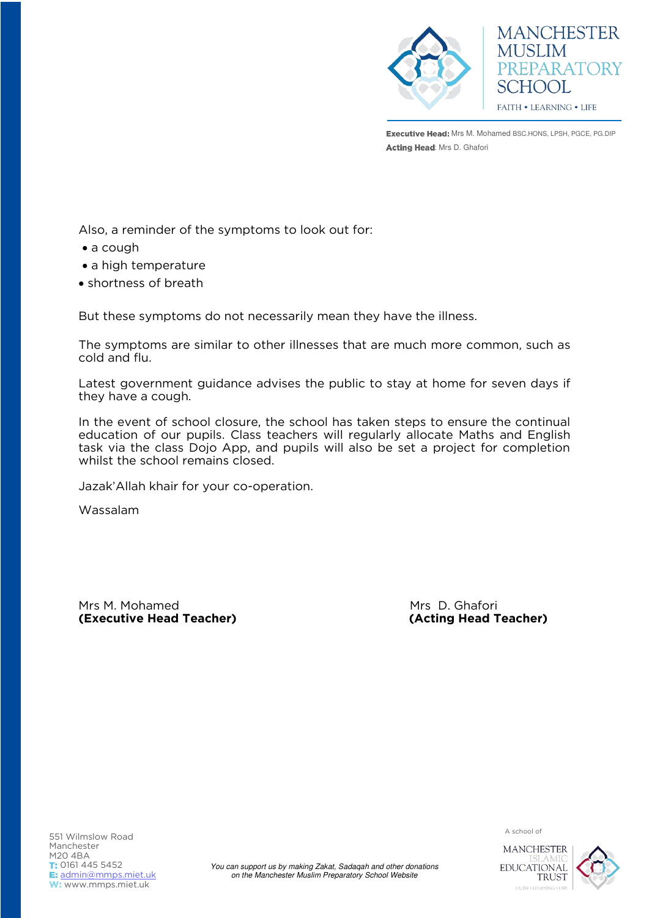Also, a reminder of the symptoms to look out for:

- a cough
- a high temperature
- shortness of breath

But these symptoms do not necessarily mean they have the illness.

The symptoms are similar to other illnesses that are much more common, such as cold and flu.

Latest government guidance advises the public to stay at home for seven days if they have a cough.

In the event of school closure, the school has taken steps to ensure the continual education of our pupils. Class teachers will regularly allocate Maths and English task via the class Dojo App, and pupils will also be set a project for completion whilst the school remains closed.

Jazak'Allah khair for your co-operation.

Wassalam

Mrs M. Mohamed
**(Executive Head Teacher)**

Mrs D. Ghafori
**(Acting Head Teacher)**